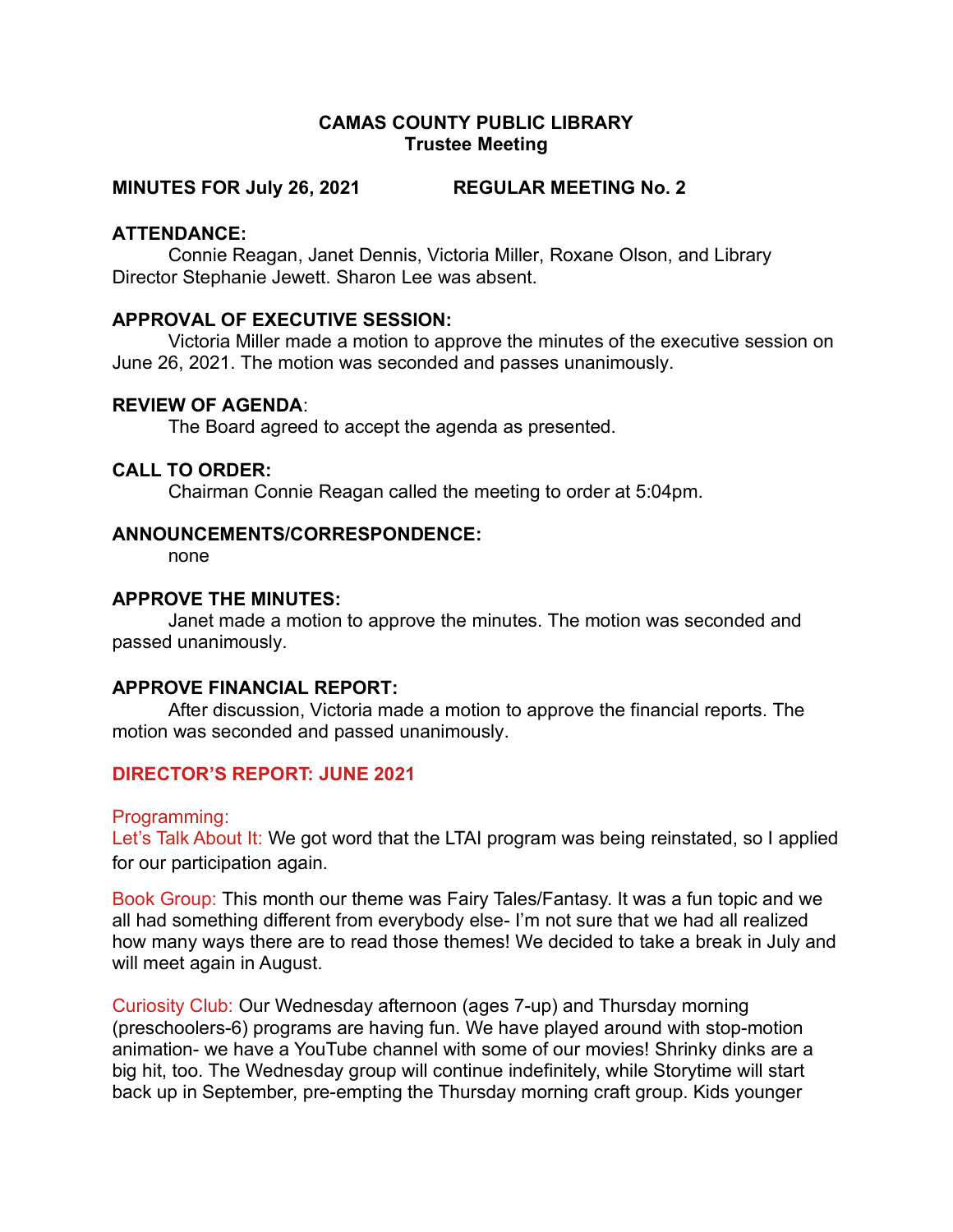**CAMAS COUNTY PUBLIC LIBRARY**
**Trustee Meeting**

**MINUTES FOR July 26, 2021 REGULAR MEETING No. 2**

**ATTENDANCE:**
Connie Reagan, Janet Dennis, Victoria Miller, Roxane Olson, and Library Director Stephanie Jewett. Sharon Lee was absent.

**APPROVAL OF EXECUTIVE SESSION:**
Victoria Miller made a motion to approve the minutes of the executive session on June 26, 2021. The motion was seconded and passes unanimously.

**REVIEW OF AGENDA**:
The Board agreed to accept the agenda as presented.

**CALL TO ORDER:**
Chairman Connie Reagan called the meeting to order at 5:04pm.

**ANNOUNCEMENTS/CORRESPONDENCE:**
none

**APPROVE THE MINUTES:**
Janet made a motion to approve the minutes. The motion was seconded and passed unanimously.

**APPROVE FINANCIAL REPORT:**
After discussion, Victoria made a motion to approve the financial reports. The motion was seconded and passed unanimously.

**DIRECTOR'S REPORT: JUNE 2021**

Programming:

Let's Talk About It: We got word that the LTAI program was being reinstated, so I applied for our participation again.

Book Group: This month our theme was Fairy Tales/Fantasy. It was a fun topic and we all had something different from everybody else- I'm not sure that we had all realized how many ways there are to read those themes! We decided to take a break in July and will meet again in August.

Curiosity Club: Our Wednesday afternoon (ages 7-up) and Thursday morning (preschoolers-6) programs are having fun. We have played around with stop-motion animation- we have a YouTube channel with some of our movies! Shrinky dinks are a big hit, too. The Wednesday group will continue indefinitely, while Storytime will start back up in September, pre-empting the Thursday morning craft group. Kids younger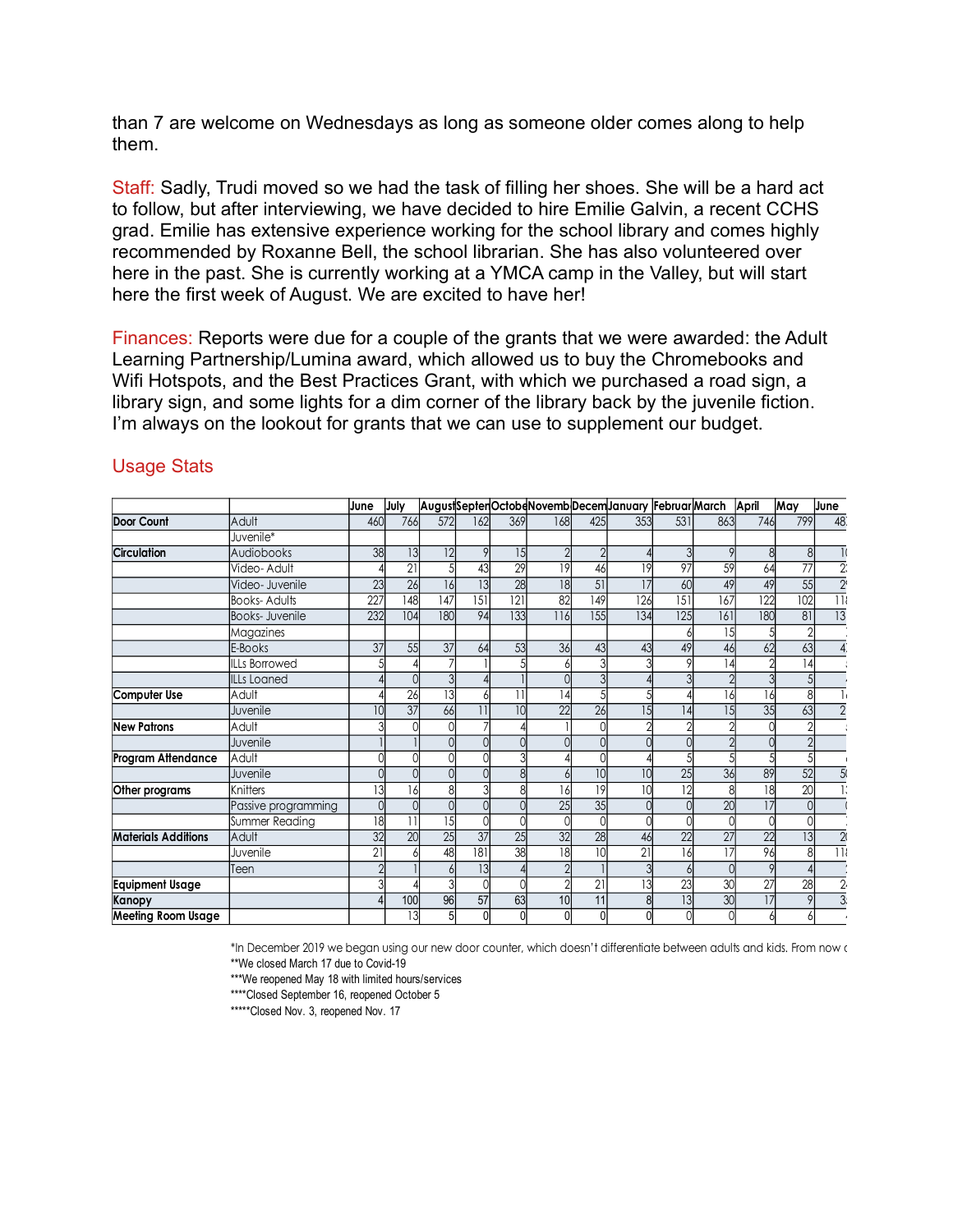than 7 are welcome on Wednesdays as long as someone older comes along to help them.

Staff: Sadly, Trudi moved so we had the task of filling her shoes. She will be a hard act to follow, but after interviewing, we have decided to hire Emilie Galvin, a recent CCHS grad. Emilie has extensive experience working for the school library and comes highly recommended by Roxanne Bell, the school librarian. She has also volunteered over here in the past. She is currently working at a YMCA camp in the Valley, but will start here the first week of August. We are excited to have her!

Finances: Reports were due for a couple of the grants that we were awarded: the Adult Learning Partnership/Lumina award, which allowed us to buy the Chromebooks and Wifi Hotspots, and the Best Practices Grant, with which we purchased a road sign, a library sign, and some lights for a dim corner of the library back by the juvenile fiction. I'm always on the lookout for grants that we can use to supplement our budget.

## Usage Stats

| | | June | July | August | Septen | Octobe | Novemb | Decem | January | Februar | March | April | May | June |
|---|---|---|---|---|---|---|---|---|---|---|---|---|---|---|
| **Door Count** | Adult | 460 | 766 | 572 | 162 | 369 | 168 | 425 | 353 | 531 | 863 | 746 | 799 | 48 |
| | Juvenile* | | | | | | | | | | | | | |
| **Circulation** | Audiobooks | 38 | 13 | 12 | 9 | 15 | 2 | 2 | 4 | 3 | 9 | 8 | 8 | 1 |
| | Video- Adult | 4 | 21 | 5 | 43 | 29 | 19 | 46 | 19 | 97 | 59 | 64 | 77 | 2 |
| | Video- Juvenile | 23 | 26 | 16 | 13 | 28 | 18 | 51 | 17 | 60 | 49 | 49 | 55 | 2 |
| | Books- Adults | 227 | 148 | 147 | 151 | 121 | 82 | 149 | 126 | 151 | 167 | 122 | 102 | 11 |
| | Books- Juvenile | 232 | 104 | 180 | 94 | 133 | 116 | 155 | 134 | 125 | 161 | 180 | 81 | 13 |
| | Magazines | | | | | | | | | 6 | 15 | 5 | 2 | |
| | E-Books | 37 | 55 | 37 | 64 | 53 | 36 | 43 | 43 | 49 | 46 | 62 | 63 | 4 |
| | ILLs Borrowed | 5 | 4 | 7 | 1 | 5 | 6 | 3 | 3 | 9 | 14 | 2 | 14 | |
| | ILLs Loaned | 4 | 0 | 3 | 4 | 1 | 0 | 3 | 4 | 3 | 2 | 3 | 5 | |
| **Computer Use** | Adult | 4 | 26 | 13 | 6 | 11 | 14 | 5 | 5 | 4 | 16 | 16 | 8 | 1 |
| | Juvenile | 10 | 37 | 66 | 11 | 10 | 22 | 26 | 15 | 14 | 15 | 35 | 63 | 2 |
| **New Patrons** | Adult | 3 | 0 | 0 | 7 | 4 | 1 | 0 | 2 | 2 | 2 | 0 | 2 | |
| | Juvenile | 1 | 1 | 0 | 0 | 0 | 0 | 0 | 0 | 0 | 2 | 0 | 2 | |
| **Program Attendance** | Adult | 0 | 0 | 0 | 0 | 3 | 4 | 0 | 4 | 5 | 5 | 5 | 5 | |
| | Juvenile | 0 | 0 | 0 | 0 | 8 | 6 | 10 | 10 | 25 | 36 | 89 | 52 | 5 |
| **Other programs** | Knitters | 13 | 16 | 8 | 3 | 8 | 16 | 19 | 10 | 12 | 8 | 18 | 20 | 1 |
| | Passive programming | 0 | 0 | 0 | 0 | 0 | 25 | 35 | 0 | 0 | 20 | 17 | 0 | |
| | Summer Reading | 18 | 11 | 15 | 0 | 0 | 0 | 0 | 0 | 0 | 0 | 0 | 0 | |
| **Materials Additions** | Adult | 32 | 20 | 25 | 37 | 25 | 32 | 28 | 46 | 22 | 27 | 22 | 13 | 2 |
| | Juvenile | 21 | 6 | 48 | 181 | 38 | 18 | 10 | 21 | 16 | 17 | 96 | 8 | 11 |
| | Teen | 2 | 1 | 6 | 13 | 4 | 2 | 1 | 3 | 6 | 0 | 9 | 4 | |
| **Equipment Usage** | | 3 | 4 | 3 | 0 | 0 | 2 | 21 | 13 | 23 | 30 | 27 | 28 | 2 |
| **Kanopy** | | 4 | 100 | 96 | 57 | 63 | 10 | 11 | 8 | 13 | 30 | 17 | 9 | 3 |
| **Meeting Room Usage** | | | 13 | 5 | 0 | 0 | 0 | 0 | 0 | 0 | 0 | 6 | 6 | |

*In December 2019 we began using our new door counter, which doesn't differentiate between adults and kids. From now o

**We closed March 17 due to Covid-19

***We reopened May 18 with limited hours/services

****Closed September 16, reopened October 5

*****Closed Nov. 3, reopened Nov. 17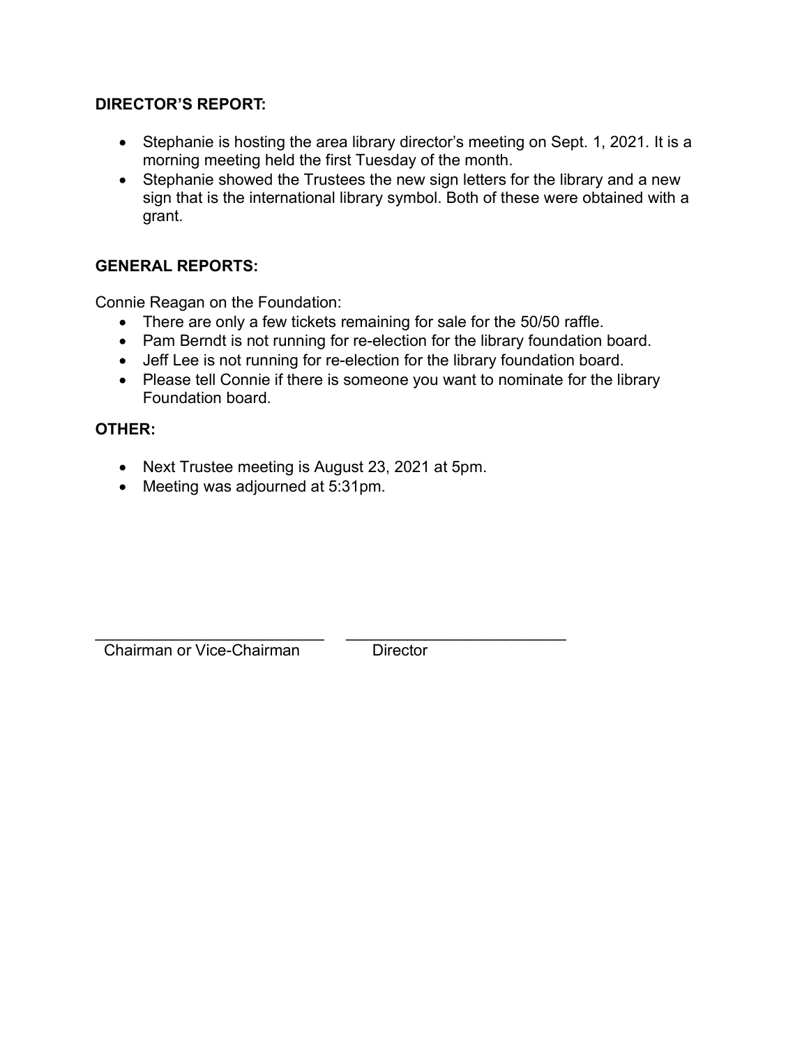**DIRECTOR'S REPORT:**

- Stephanie is hosting the area library director's meeting on Sept. 1, 2021. It is a morning meeting held the first Tuesday of the month.
- Stephanie showed the Trustees the new sign letters for the library and a new sign that is the international library symbol. Both of these were obtained with a grant.

**GENERAL REPORTS:**

Connie Reagan on the Foundation:

- There are only a few tickets remaining for sale for the 50/50 raffle.
- Pam Berndt is not running for re-election for the library foundation board.
- Jeff Lee is not running for re-election for the library foundation board.
- Please tell Connie if there is someone you want to nominate for the library Foundation board.

**OTHER:**

- Next Trustee meeting is August 23, 2021 at 5pm.
- Meeting was adjourned at 5:31pm.

\_\_\_\_\_\_\_\_\_\_\_\_\_\_\_\_\_\_\_\_\_\_\_\_\_\_ \_\_\_\_\_\_\_\_\_\_\_\_\_\_\_\_\_\_\_\_\_\_\_\_\_\_

Chairman or Vice-Chairman Director